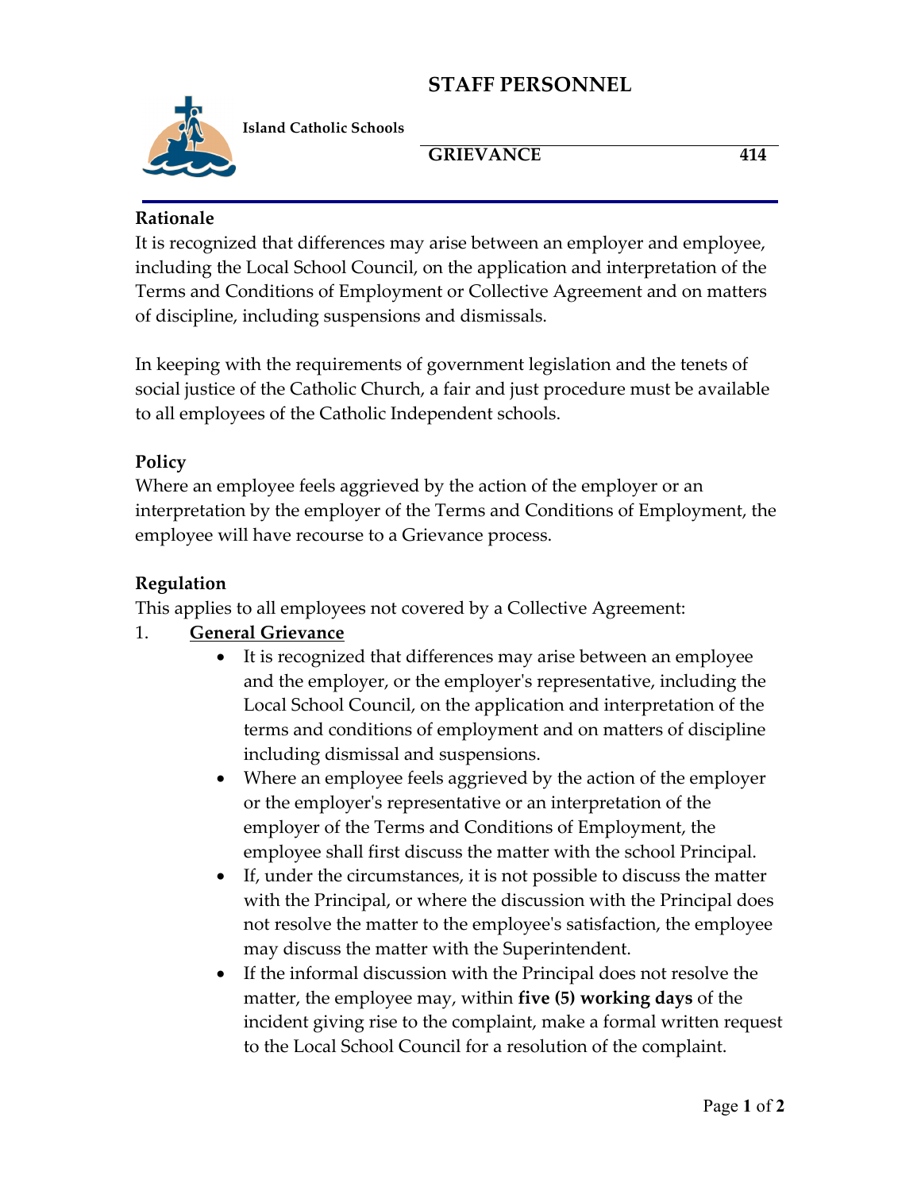# STAFF PERSONNEL

**Island Catholic Schools**

**GRIEVANCE** **414**

### Rationale

It is recognized that differences may arise between an employer and employee, including the Local School Council, on the application and interpretation of the Terms and Conditions of Employment or Collective Agreement and on matters of discipline, including suspensions and dismissals.

In keeping with the requirements of government legislation and the tenets of social justice of the Catholic Church, a fair and just procedure must be available to all employees of the Catholic Independent schools.

### Policy

Where an employee feels aggrieved by the action of the employer or an interpretation by the employer of the Terms and Conditions of Employment, the employee will have recourse to a Grievance process.

### Regulation

This applies to all employees not covered by a Collective Agreement:

1. **<u>General Grievance</u>**
   - It is recognized that differences may arise between an employee and the employer, or the employer's representative, including the Local School Council, on the application and interpretation of the terms and conditions of employment and on matters of discipline including dismissal and suspensions.
   - Where an employee feels aggrieved by the action of the employer or the employer's representative or an interpretation of the employer of the Terms and Conditions of Employment, the employee shall first discuss the matter with the school Principal.
   - If, under the circumstances, it is not possible to discuss the matter with the Principal, or where the discussion with the Principal does not resolve the matter to the employee's satisfaction, the employee may discuss the matter with the Superintendent.
   - If the informal discussion with the Principal does not resolve the matter, the employee may, within **five (5) working days** of the incident giving rise to the complaint, make a formal written request to the Local School Council for a resolution of the complaint.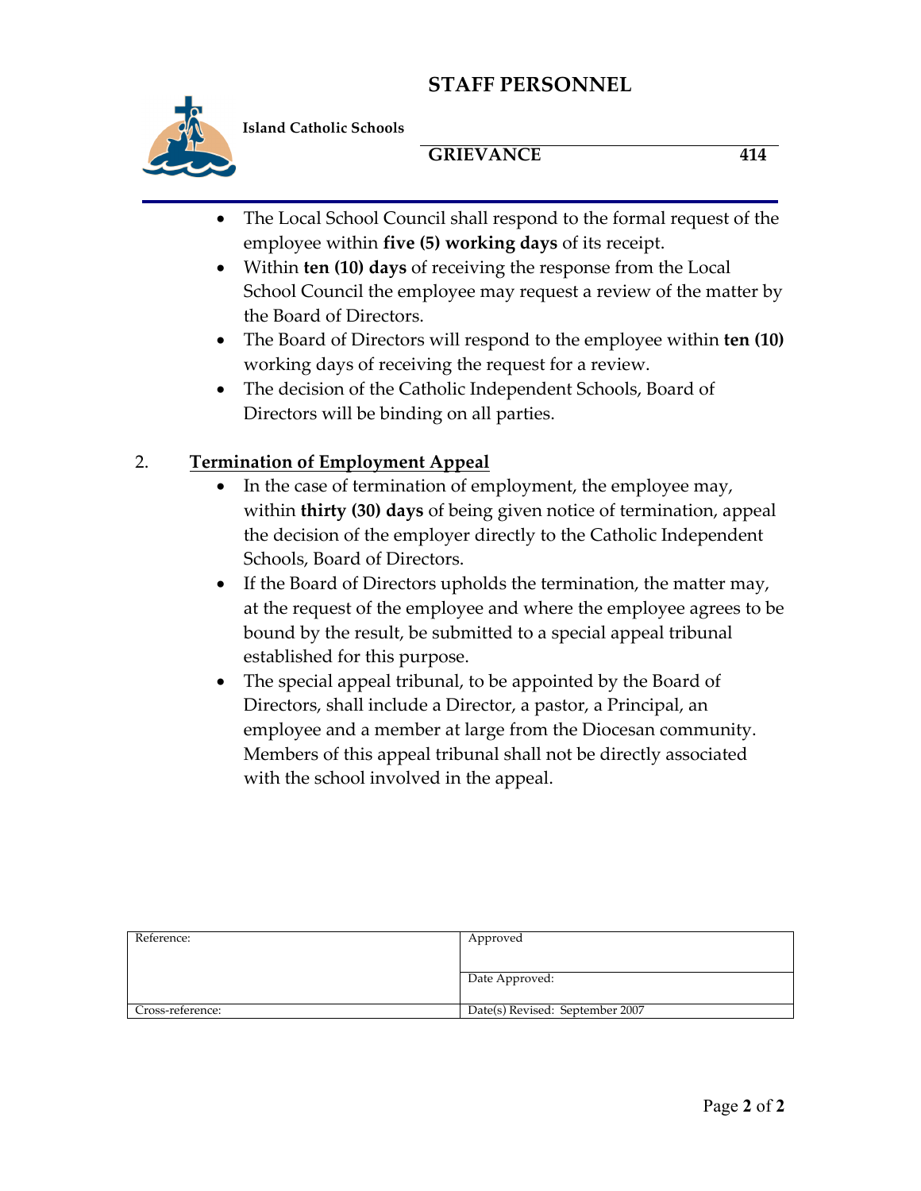- The Local School Council shall respond to the formal request of the employee within **five (5) working days** of its receipt.
- Within **ten (10) days** of receiving the response from the Local School Council the employee may request a review of the matter by the Board of Directors.
- The Board of Directors will respond to the employee within **ten (10)** working days of receiving the request for a review.
- The decision of the Catholic Independent Schools, Board of Directors will be binding on all parties.

2. **Termination of Employment Appeal**

- In the case of termination of employment, the employee may, within **thirty (30) days** of being given notice of termination, appeal the decision of the employer directly to the Catholic Independent Schools, Board of Directors.
- If the Board of Directors upholds the termination, the matter may, at the request of the employee and where the employee agrees to be bound by the result, be submitted to a special appeal tribunal established for this purpose.
- The special appeal tribunal, to be appointed by the Board of Directors, shall include a Director, a pastor, a Principal, an employee and a member at large from the Diocesan community. Members of this appeal tribunal shall not be directly associated with the school involved in the appeal.

| | |
|---|---|
| Reference: | Approved |
| | Date Approved: |
| Cross-reference: | Date(s) Revised: September 2007 |